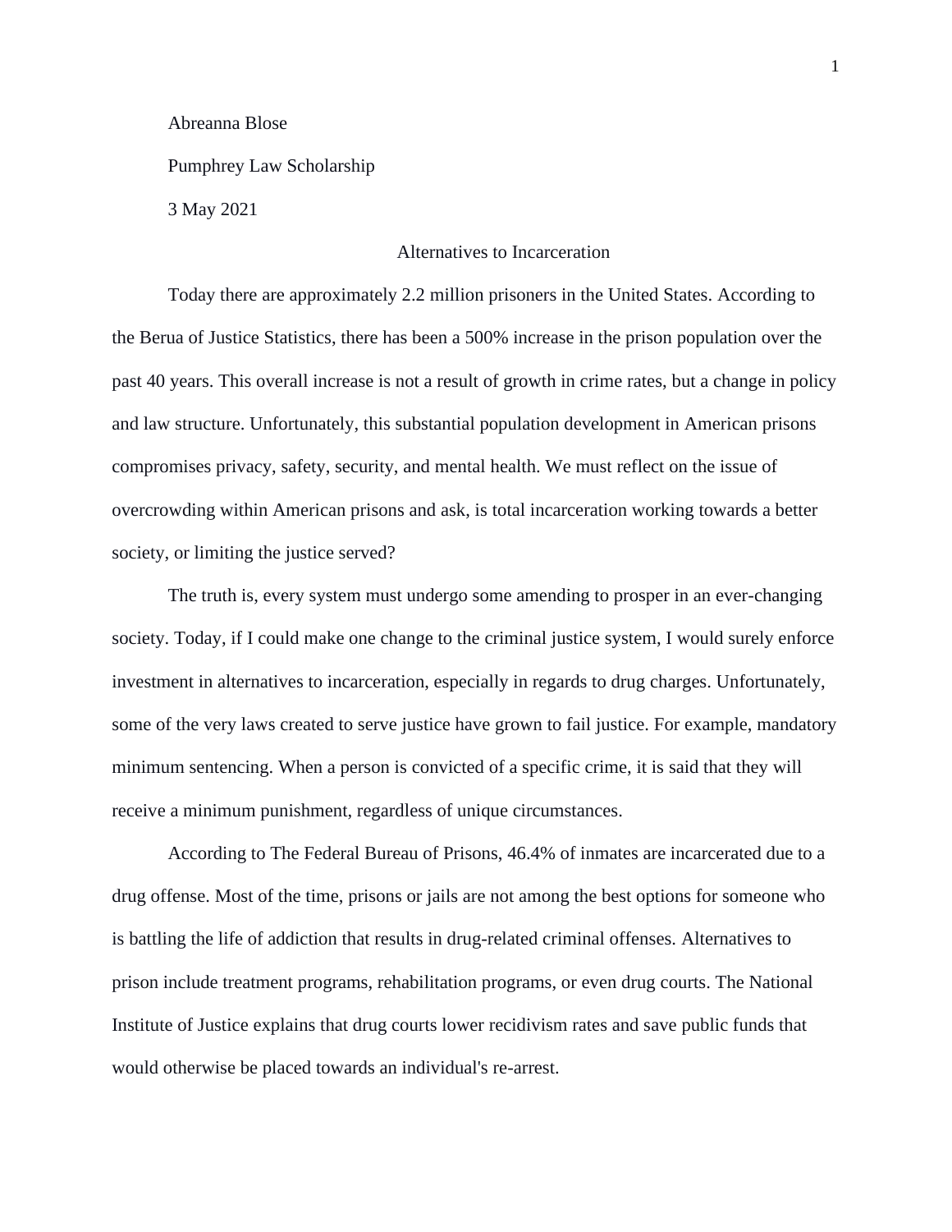Abreanna Blose

Pumphrey Law Scholarship

3 May 2021

# Alternatives to Incarceration

Today there are approximately 2.2 million prisoners in the United States. According to the Berua of Justice Statistics, there has been a 500% increase in the prison population over the past 40 years. This overall increase is not a result of growth in crime rates, but a change in policy and law structure. Unfortunately, this substantial population development in American prisons compromises privacy, safety, security, and mental health. We must reflect on the issue of overcrowding within American prisons and ask, is total incarceration working towards a better society, or limiting the justice served?

The truth is, every system must undergo some amending to prosper in an ever-changing society. Today, if I could make one change to the criminal justice system, I would surely enforce investment in alternatives to incarceration, especially in regards to drug charges. Unfortunately, some of the very laws created to serve justice have grown to fail justice. For example, mandatory minimum sentencing. When a person is convicted of a specific crime, it is said that they will receive a minimum punishment, regardless of unique circumstances.

According to The Federal Bureau of Prisons, 46.4% of inmates are incarcerated due to a drug offense. Most of the time, prisons or jails are not among the best options for someone who is battling the life of addiction that results in drug-related criminal offenses. Alternatives to prison include treatment programs, rehabilitation programs, or even drug courts. The National Institute of Justice explains that drug courts lower recidivism rates and save public funds that would otherwise be placed towards an individual's re-arrest.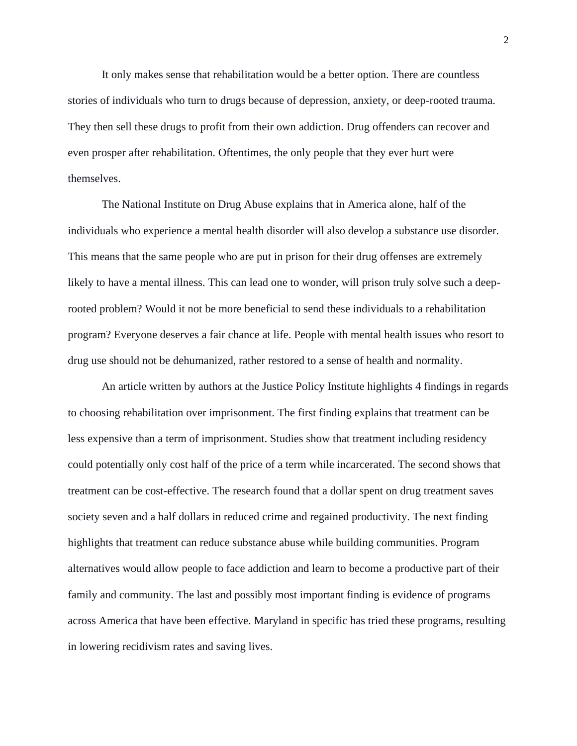It only makes sense that rehabilitation would be a better option. There are countless stories of individuals who turn to drugs because of depression, anxiety, or deep-rooted trauma. They then sell these drugs to profit from their own addiction. Drug offenders can recover and even prosper after rehabilitation. Oftentimes, the only people that they ever hurt were themselves.

The National Institute on Drug Abuse explains that in America alone, half of the individuals who experience a mental health disorder will also develop a substance use disorder. This means that the same people who are put in prison for their drug offenses are extremely likely to have a mental illness. This can lead one to wonder, will prison truly solve such a deep-rooted problem? Would it not be more beneficial to send these individuals to a rehabilitation program? Everyone deserves a fair chance at life. People with mental health issues who resort to drug use should not be dehumanized, rather restored to a sense of health and normality.

An article written by authors at the Justice Policy Institute highlights 4 findings in regards to choosing rehabilitation over imprisonment. The first finding explains that treatment can be less expensive than a term of imprisonment. Studies show that treatment including residency could potentially only cost half of the price of a term while incarcerated. The second shows that treatment can be cost-effective. The research found that a dollar spent on drug treatment saves society seven and a half dollars in reduced crime and regained productivity. The next finding highlights that treatment can reduce substance abuse while building communities. Program alternatives would allow people to face addiction and learn to become a productive part of their family and community. The last and possibly most important finding is evidence of programs across America that have been effective. Maryland in specific has tried these programs, resulting in lowering recidivism rates and saving lives.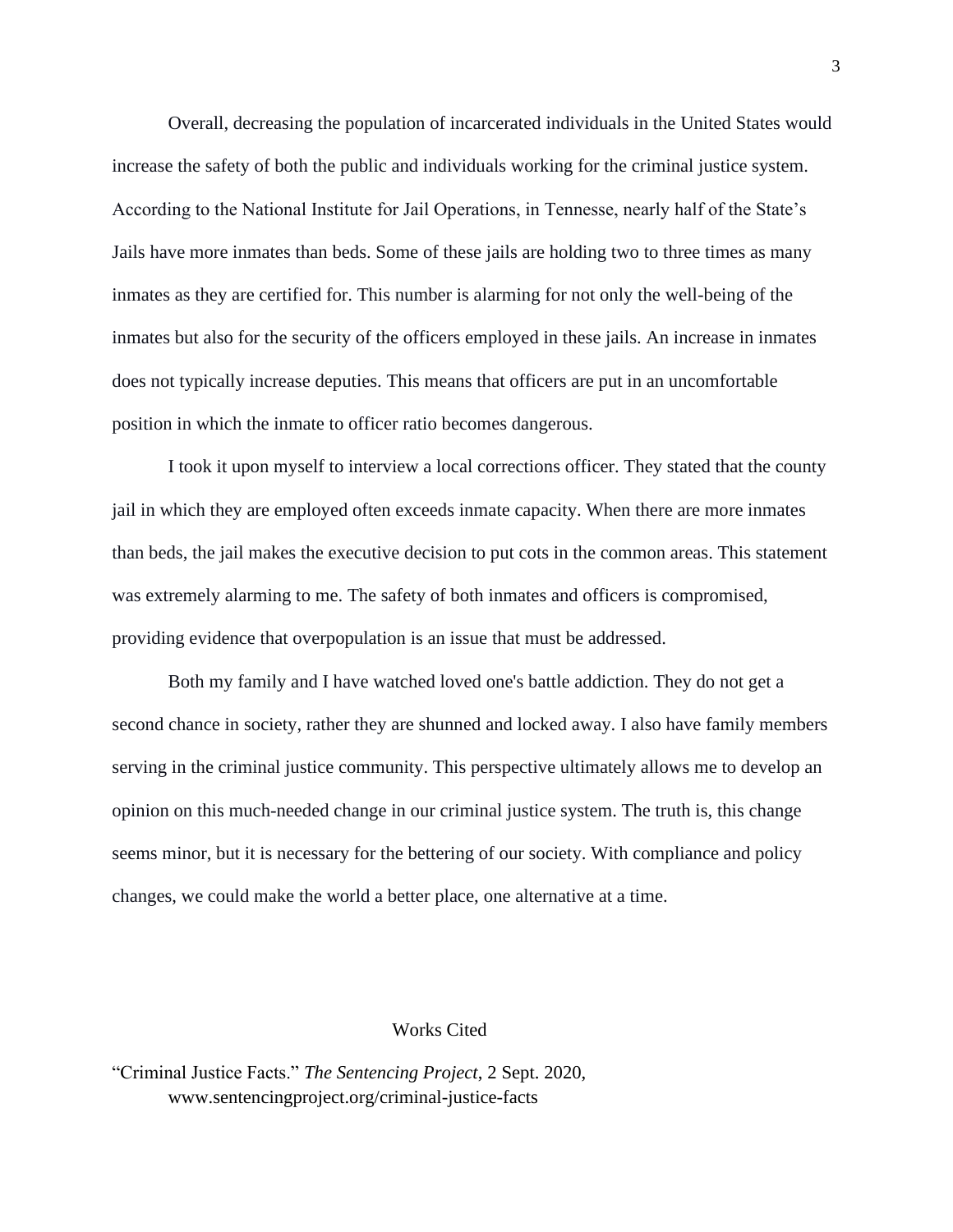Overall, decreasing the population of incarcerated individuals in the United States would increase the safety of both the public and individuals working for the criminal justice system. According to the National Institute for Jail Operations, in Tennesse, nearly half of the State's Jails have more inmates than beds. Some of these jails are holding two to three times as many inmates as they are certified for. This number is alarming for not only the well-being of the inmates but also for the security of the officers employed in these jails. An increase in inmates does not typically increase deputies. This means that officers are put in an uncomfortable position in which the inmate to officer ratio becomes dangerous.

I took it upon myself to interview a local corrections officer. They stated that the county jail in which they are employed often exceeds inmate capacity. When there are more inmates than beds, the jail makes the executive decision to put cots in the common areas. This statement was extremely alarming to me. The safety of both inmates and officers is compromised, providing evidence that overpopulation is an issue that must be addressed.

Both my family and I have watched loved one's battle addiction. They do not get a second chance in society, rather they are shunned and locked away. I also have family members serving in the criminal justice community. This perspective ultimately allows me to develop an opinion on this much-needed change in our criminal justice system. The truth is, this change seems minor, but it is necessary for the bettering of our society. With compliance and policy changes, we could make the world a better place, one alternative at a time.

## Works Cited

"Criminal Justice Facts." *The Sentencing Project*, 2 Sept. 2020, www.sentencingproject.org/criminal-justice-facts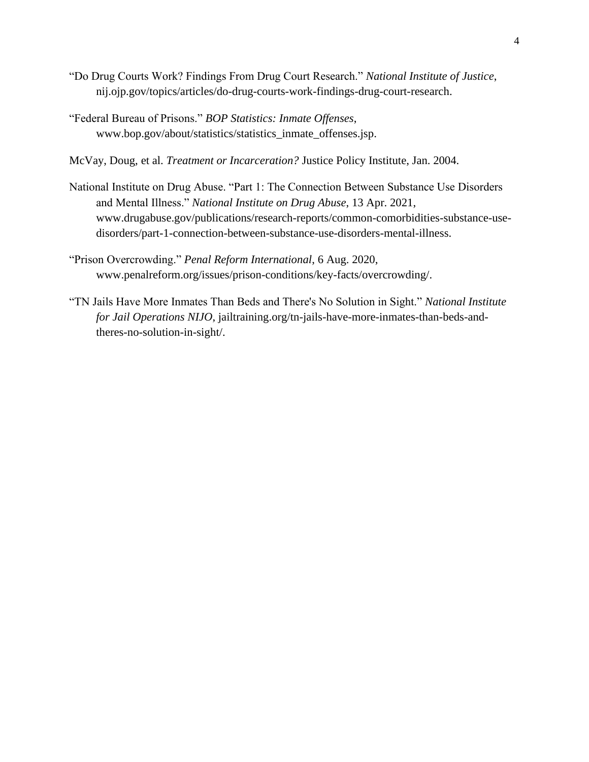"Do Drug Courts Work? Findings From Drug Court Research." *National Institute of Justice*, nij.ojp.gov/topics/articles/do-drug-courts-work-findings-drug-court-research.

"Federal Bureau of Prisons." *BOP Statistics: Inmate Offenses*, www.bop.gov/about/statistics/statistics_inmate_offenses.jsp.

McVay, Doug, et al. *Treatment or Incarceration?* Justice Policy Institute, Jan. 2004.

National Institute on Drug Abuse. "Part 1: The Connection Between Substance Use Disorders and Mental Illness." *National Institute on Drug Abuse*, 13 Apr. 2021, www.drugabuse.gov/publications/research-reports/common-comorbidities-substance-use-disorders/part-1-connection-between-substance-use-disorders-mental-illness.

"Prison Overcrowding." *Penal Reform International*, 6 Aug. 2020, www.penalreform.org/issues/prison-conditions/key-facts/overcrowding/.

"TN Jails Have More Inmates Than Beds and There's No Solution in Sight." *National Institute for Jail Operations NIJO*, jailtraining.org/tn-jails-have-more-inmates-than-beds-and-theres-no-solution-in-sight/.